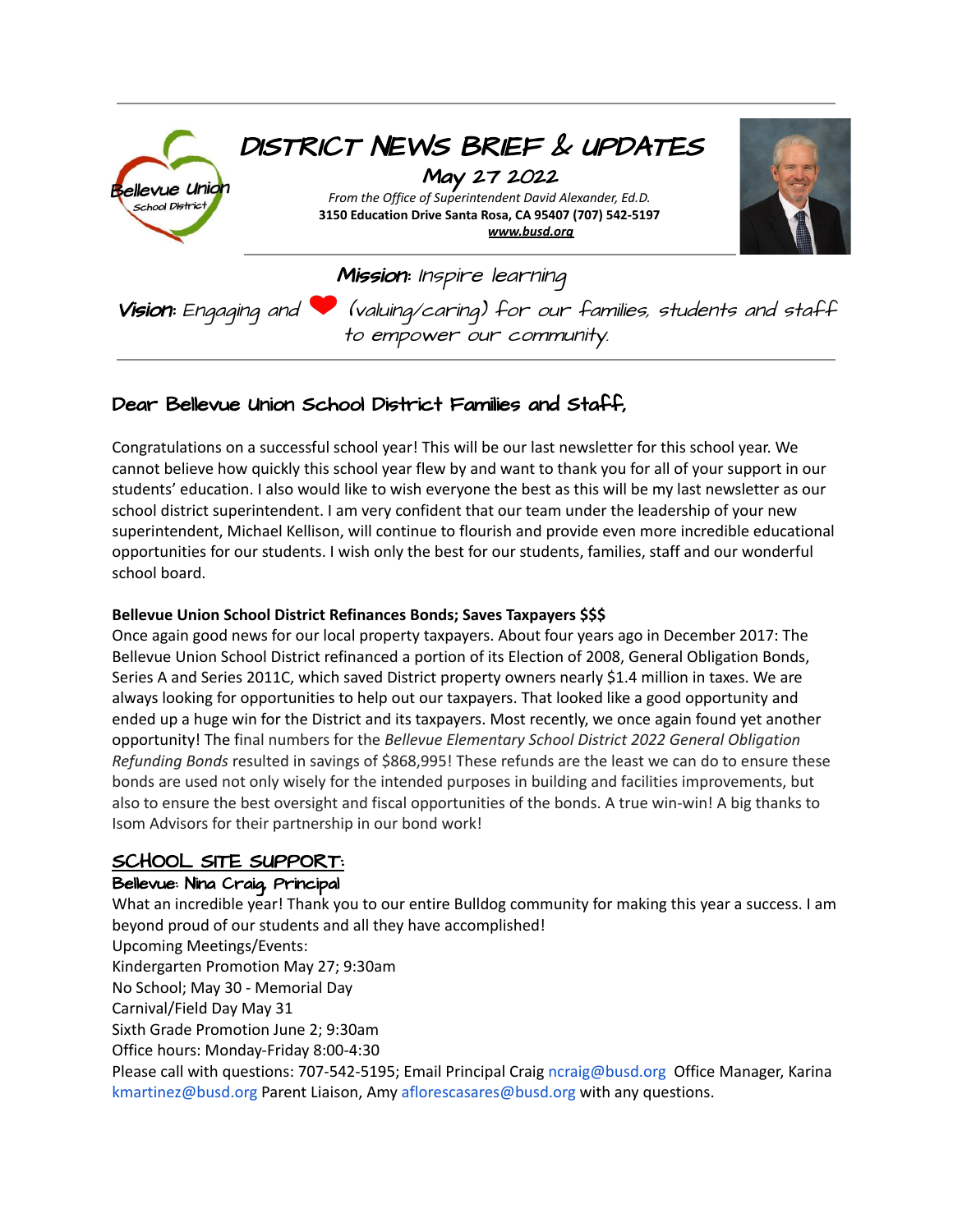# DISTRICT NEWS BRIEF & UPDATES

## May 27 2022

*From the Office of Superintendent David Alexander, Ed.D.*
**3150 Education Drive Santa Rosa, CA 95407 (707) 542-5197**
***www.busd.org***

**Mission**: Inspire learning

**Vision**: Engaging and ❤ (valuing/caring) for our families, students and staff to empower our community.

## Dear Bellevue Union School District Families and Staff,

Congratulations on a successful school year! This will be our last newsletter for this school year. We cannot believe how quickly this school year flew by and want to thank you for all of your support in our students' education. I also would like to wish everyone the best as this will be my last newsletter as our school district superintendent. I am very confident that our team under the leadership of your new superintendent, Michael Kellison, will continue to flourish and provide even more incredible educational opportunities for our students. I wish only the best for our students, families, staff and our wonderful school board.

**Bellevue Union School District Refinances Bonds; Saves Taxpayers $$$**

Once again good news for our local property taxpayers. About four years ago in December 2017: The Bellevue Union School District refinanced a portion of its Election of 2008, General Obligation Bonds, Series A and Series 2011C, which saved District property owners nearly $1.4 million in taxes. We are always looking for opportunities to help out our taxpayers. That looked like a good opportunity and ended up a huge win for the District and its taxpayers. Most recently, we once again found yet another opportunity! The final numbers for the *Bellevue Elementary School District 2022 General Obligation Refunding Bonds* resulted in savings of $868,995! These refunds are the least we can do to ensure these bonds are used not only wisely for the intended purposes in building and facilities improvements, but also to ensure the best oversight and fiscal opportunities of the bonds. A true win-win! A big thanks to Isom Advisors for their partnership in our bond work!

## SCHOOL SITE SUPPORT:

### Bellevue: Nina Craig, Principal

What an incredible year! Thank you to our entire Bulldog community for making this year a success. I am beyond proud of our students and all they have accomplished!

Upcoming Meetings/Events:
Kindergarten Promotion May 27; 9:30am
No School; May 30 - Memorial Day
Carnival/Field Day May 31
Sixth Grade Promotion June 2; 9:30am
Office hours: Monday-Friday 8:00-4:30
Please call with questions: 707-542-5195; Email Principal Craig ncraig@busd.org Office Manager, Karina kmartinez@busd.org Parent Liaison, Amy aflorescasares@busd.org with any questions.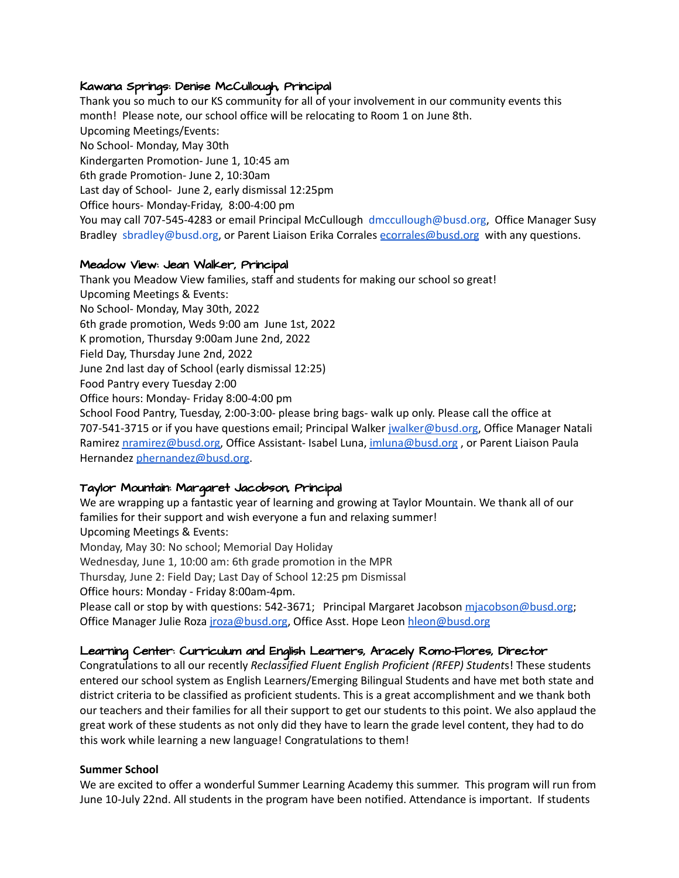### Kawana Springs: Denise McCullough, Principal

Thank you so much to our KS community for all of your involvement in our community events this month! Please note, our school office will be relocating to Room 1 on June 8th.

Upcoming Meetings/Events:

No School- Monday, May 30th

Kindergarten Promotion- June 1, 10:45 am

6th grade Promotion- June 2, 10:30am

Last day of School- June 2, early dismissal 12:25pm

Office hours- Monday-Friday, 8:00-4:00 pm

You may call 707-545-4283 or email Principal McCullough dmccullough@busd.org, Office Manager Susy Bradley sbradley@busd.org, or Parent Liaison Erika Corrales ecorrales@busd.org with any questions.

### Meadow View: Jean Walker, Principal

Thank you Meadow View families, staff and students for making our school so great!

Upcoming Meetings & Events:

No School- Monday, May 30th, 2022

6th grade promotion, Weds 9:00 am June 1st, 2022

K promotion, Thursday 9:00am June 2nd, 2022

Field Day, Thursday June 2nd, 2022

June 2nd last day of School (early dismissal 12:25)

Food Pantry every Tuesday 2:00

Office hours: Monday- Friday 8:00-4:00 pm

School Food Pantry, Tuesday, 2:00-3:00- please bring bags- walk up only. Please call the office at 707-541-3715 or if you have questions email; Principal Walker jwalker@busd.org, Office Manager Natali Ramirez nramirez@busd.org, Office Assistant- Isabel Luna, imluna@busd.org , or Parent Liaison Paula Hernandez phernandez@busd.org.

### Taylor Mountain: Margaret Jacobson, Principal

We are wrapping up a fantastic year of learning and growing at Taylor Mountain. We thank all of our families for their support and wish everyone a fun and relaxing summer!

Upcoming Meetings & Events:

Monday, May 30: No school; Memorial Day Holiday

Wednesday, June 1, 10:00 am: 6th grade promotion in the MPR

Thursday, June 2: Field Day; Last Day of School 12:25 pm Dismissal

Office hours: Monday - Friday 8:00am-4pm.

Please call or stop by with questions: 542-3671; Principal Margaret Jacobson mjacobson@busd.org; Office Manager Julie Roza jroza@busd.org, Office Asst. Hope Leon hleon@busd.org

### Learning Center: Curriculum and English Learners, Aracely Romo-Flores, Director

Congratulations to all our recently *Reclassified Fluent English Proficient (RFEP) Student*s! These students entered our school system as English Learners/Emerging Bilingual Students and have met both state and district criteria to be classified as proficient students. This is a great accomplishment and we thank both our teachers and their families for all their support to get our students to this point. We also applaud the great work of these students as not only did they have to learn the grade level content, they had to do this work while learning a new language! Congratulations to them!

**Summer School**

We are excited to offer a wonderful Summer Learning Academy this summer. This program will run from June 10-July 22nd. All students in the program have been notified. Attendance is important. If students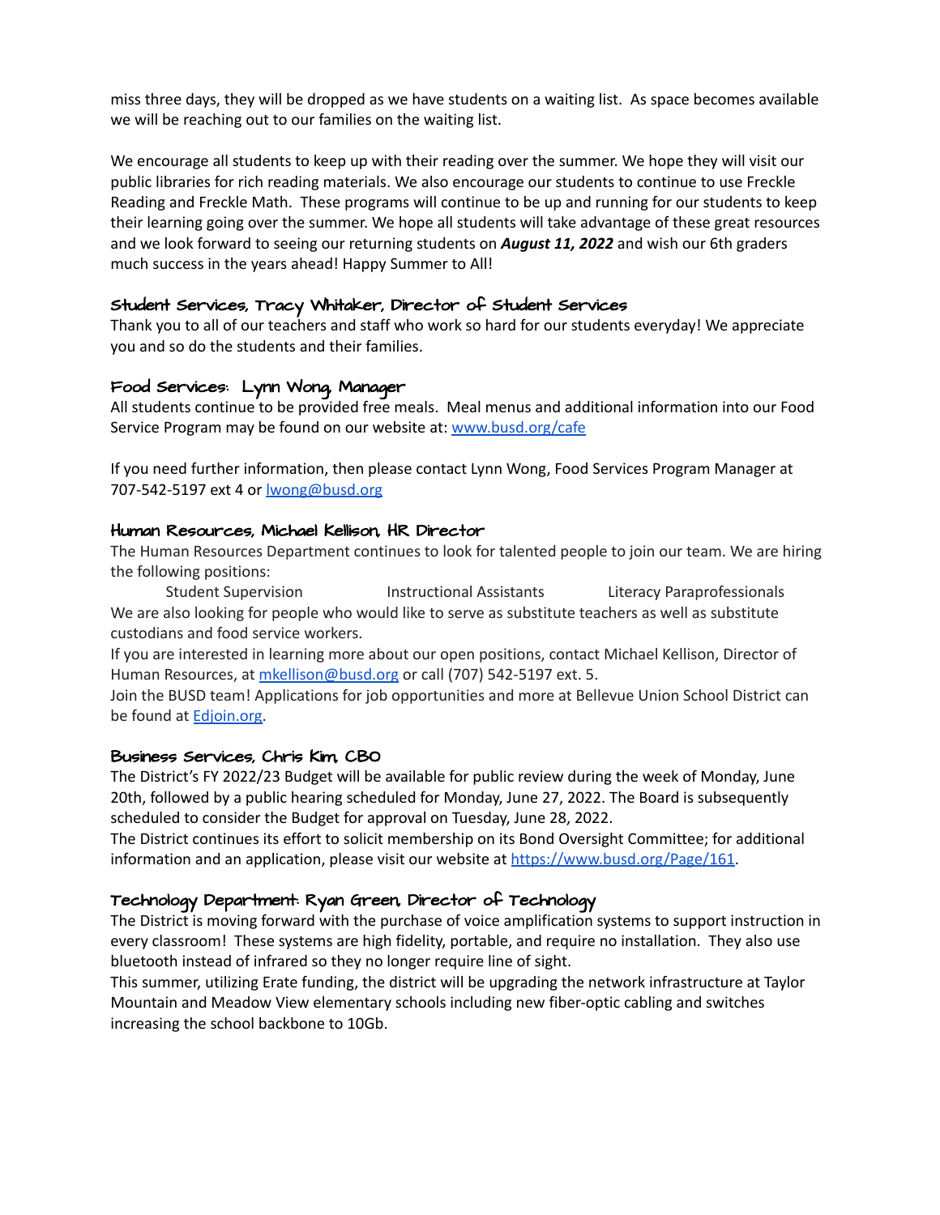miss three days, they will be dropped as we have students on a waiting list. As space becomes available we will be reaching out to our families on the waiting list.

We encourage all students to keep up with their reading over the summer. We hope they will visit our public libraries for rich reading materials. We also encourage our students to continue to use Freckle Reading and Freckle Math. These programs will continue to be up and running for our students to keep their learning going over the summer. We hope all students will take advantage of these great resources and we look forward to seeing our returning students on ***August 11, 2022*** and wish our 6th graders much success in the years ahead! Happy Summer to All!

### Student Services, Tracy Whitaker, Director of Student Services

Thank you to all of our teachers and staff who work so hard for our students everyday! We appreciate you and so do the students and their families.

### Food Services: Lynn Wong, Manager

All students continue to be provided free meals. Meal menus and additional information into our Food Service Program may be found on our website at: [www.busd.org/cafe](www.busd.org/cafe)

If you need further information, then please contact Lynn Wong, Food Services Program Manager at 707-542-5197 ext 4 or [lwong@busd.org](mailto:lwong@busd.org)

### Human Resources, Michael Kellison, HR Director

The Human Resources Department continues to look for talented people to join our team. We are hiring the following positions:

- Student Supervision
- Instructional Assistants
- Literacy Paraprofessionals

We are also looking for people who would like to serve as substitute teachers as well as substitute custodians and food service workers.

If you are interested in learning more about our open positions, contact Michael Kellison, Director of Human Resources, at [mkellison@busd.org](mailto:mkellison@busd.org) or call (707) 542-5197 ext. 5.

Join the BUSD team! Applications for job opportunities and more at Bellevue Union School District can be found at [Edjoin.org](Edjoin.org).

### Business Services, Chris Kim, CBO

The District's FY 2022/23 Budget will be available for public review during the week of Monday, June 20th, followed by a public hearing scheduled for Monday, June 27, 2022. The Board is subsequently scheduled to consider the Budget for approval on Tuesday, June 28, 2022.

The District continues its effort to solicit membership on its Bond Oversight Committee; for additional information and an application, please visit our website at [https://www.busd.org/Page/161](https://www.busd.org/Page/161).

### Technology Department: Ryan Green, Director of Technology

The District is moving forward with the purchase of voice amplification systems to support instruction in every classroom! These systems are high fidelity, portable, and require no installation. They also use bluetooth instead of infrared so they no longer require line of sight.

This summer, utilizing Erate funding, the district will be upgrading the network infrastructure at Taylor Mountain and Meadow View elementary schools including new fiber-optic cabling and switches increasing the school backbone to 10Gb.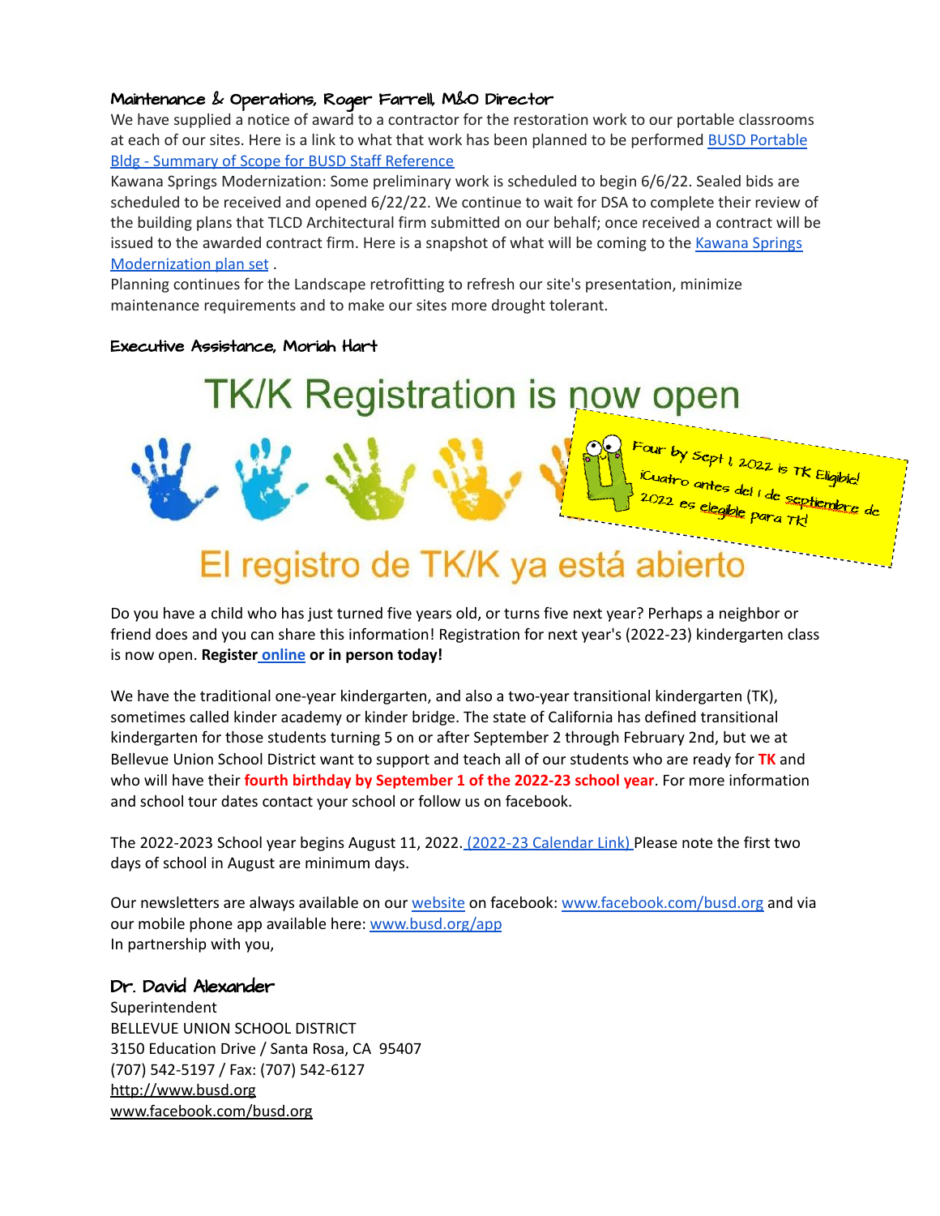### Maintenance & Operations, Roger Farrell, M&O Director

We have supplied a notice of award to a contractor for the restoration work to our portable classrooms at each of our sites. Here is a link to what that work has been planned to be performed [BUSD Portable Bldg - Summary of Scope for BUSD Staff Reference]

Kawana Springs Modernization: Some preliminary work is scheduled to begin 6/6/22. Sealed bids are scheduled to be received and opened 6/22/22. We continue to wait for DSA to complete their review of the building plans that TLCD Architectural firm submitted on our behalf; once received a contract will be issued to the awarded contract firm. Here is a snapshot of what will be coming to the [Kawana Springs Modernization plan set] .

Planning continues for the Landscape retrofitting to refresh our site's presentation, minimize maintenance requirements and to make our sites more drought tolerant.

### Executive Assistance, Moriah Hart

TK/K Registration is now open

Four by Sept 1, 2022 is TK Eligible!

¡Cuatro antes del 1 de septiembre de 2022 es elegible para TK!

El registro de TK/K ya está abierto

Do you have a child who has just turned five years old, or turns five next year? Perhaps a neighbor or friend does and you can share this information! Registration for next year's (2022-23) kindergarten class is now open. **Register online or in person today!**

We have the traditional one-year kindergarten, and also a two-year transitional kindergarten (TK), sometimes called kinder academy or kinder bridge. The state of California has defined transitional kindergarten for those students turning 5 on or after September 2 through February 2nd, but we at Bellevue Union School District want to support and teach all of our students who are ready for **TK** and who will have their **fourth birthday by September 1 of the 2022-23 school year**. For more information and school tour dates contact your school or follow us on facebook.

The 2022-2023 School year begins August 11, 2022. (2022-23 Calendar Link) Please note the first two days of school in August are minimum days.

Our newsletters are always available on our website on facebook: www.facebook.com/busd.org and via our mobile phone app available here: www.busd.org/app

In partnership with you,

### Dr. David Alexander

Superintendent
BELLEVUE UNION SCHOOL DISTRICT
3150 Education Drive / Santa Rosa, CA 95407
(707) 542-5197 / Fax: (707) 542-6127
http://www.busd.org
www.facebook.com/busd.org